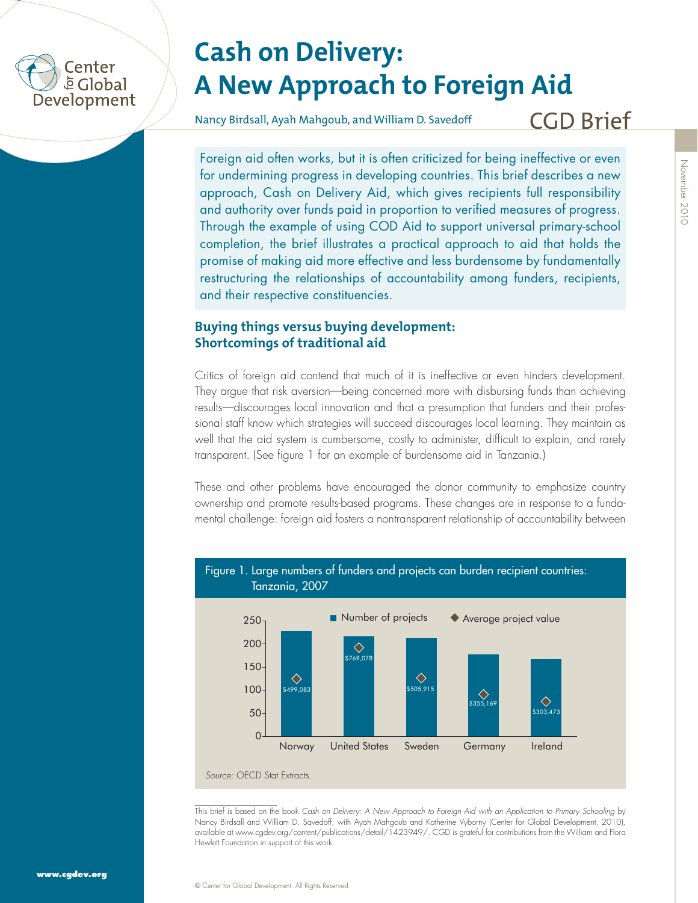Center for Global Development

# Cash on Delivery: A New Approach to Foreign Aid

Nancy Birdsall, Ayah Mahgoub, and William D. Savedoff

CGD Brief

November 2010

Foreign aid often works, but it is often criticized for being ineffective or even for undermining progress in developing countries. This brief describes a new approach, Cash on Delivery Aid, which gives recipients full responsibility and authority over funds paid in proportion to verified measures of progress. Through the example of using COD Aid to support universal primary-school completion, the brief illustrates a practical approach to aid that holds the promise of making aid more effective and less burdensome by fundamentally restructuring the relationships of accountability among funders, recipients, and their respective constituencies.

## Buying things versus buying development: Shortcomings of traditional aid

Critics of foreign aid contend that much of it is ineffective or even hinders development. They argue that risk aversion—being concerned more with disbursing funds than achieving results—discourages local innovation and that a presumption that funders and their professional staff know which strategies will succeed discourages local learning. They maintain as well that the aid system is cumbersome, costly to administer, difficult to explain, and rarely transparent. (See figure 1 for an example of burdensome aid in Tanzania.)

These and other problems have encouraged the donor community to emphasize country ownership and promote results-based programs. These changes are in response to a fundamental challenge: foreign aid fosters a nontransparent relationship of accountability between

Figure 1. Large numbers of funders and projects can burden recipient countries: Tanzania, 2007

Number of projects
Average project value

250
200
150
100
50
0

Norway: $499,083
United States: $769,078
Sweden: $505,915
Germany: $355,169
Ireland: $303,473

*Source:* OECD Stat Extracts.

This brief is based on the book *Cash on Delivery: A New Approach to Foreign Aid with an Application to Primary Schooling* by Nancy Birdsall and William D. Savedoff, with Ayah Mahgoub and Katherine Vyborny (Center for Global Development, 2010), available at www.cgdev.org/content/publications/detail/1423949/. CGD is grateful for contributions from the William and Flora Hewlett Foundation in support of this work.

www.cgdev.org

© Center for Global Development. All Rights Reserved.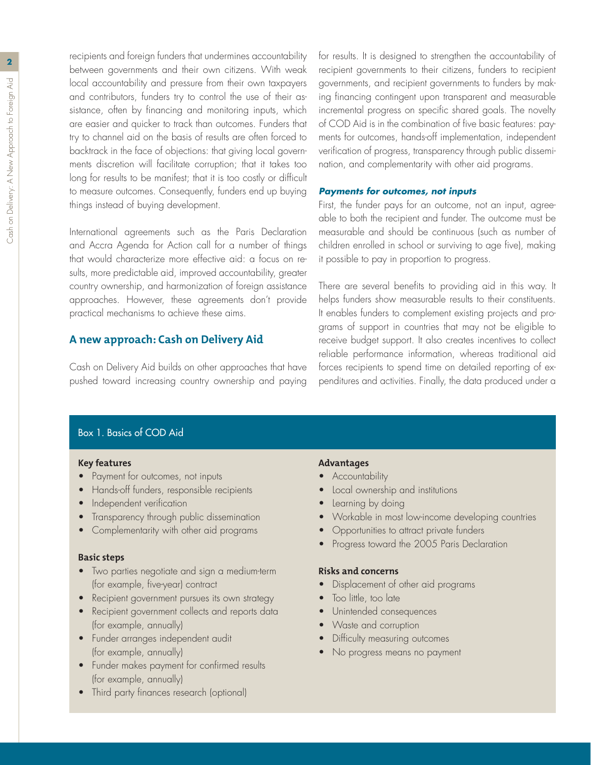recipients and foreign funders that undermines accountability between governments and their own citizens. With weak local accountability and pressure from their own taxpayers and contributors, funders try to control the use of their assistance, often by financing and monitoring inputs, which are easier and quicker to track than outcomes. Funders that try to channel aid on the basis of results are often forced to backtrack in the face of objections: that giving local governments discretion will facilitate corruption; that it takes too long for results to be manifest; that it is too costly or difficult to measure outcomes. Consequently, funders end up buying things instead of buying development.

International agreements such as the Paris Declaration and Accra Agenda for Action call for a number of things that would characterize more effective aid: a focus on results, more predictable aid, improved accountability, greater country ownership, and harmonization of foreign assistance approaches. However, these agreements don't provide practical mechanisms to achieve these aims.

## A new approach: Cash on Delivery Aid

Cash on Delivery Aid builds on other approaches that have pushed toward increasing country ownership and paying for results. It is designed to strengthen the accountability of recipient governments to their citizens, funders to recipient governments, and recipient governments to funders by making financing contingent upon transparent and measurable incremental progress on specific shared goals. The novelty of COD Aid is in the combination of five basic features: payments for outcomes, hands-off implementation, independent verification of progress, transparency through public dissemination, and complementarity with other aid programs.

### *Payments for outcomes, not inputs*

First, the funder pays for an outcome, not an input, agreeable to both the recipient and funder. The outcome must be measurable and should be continuous (such as number of children enrolled in school or surviving to age five), making it possible to pay in proportion to progress.

There are several benefits to providing aid in this way. It helps funders show measurable results to their constituents. It enables funders to complement existing projects and programs of support in countries that may not be eligible to receive budget support. It also creates incentives to collect reliable performance information, whereas traditional aid forces recipients to spend time on detailed reporting of expenditures and activities. Finally, the data produced under a

### Box 1. Basics of COD Aid

**Key features**

- Payment for outcomes, not inputs
- Hands-off funders, responsible recipients
- Independent verification
- Transparency through public dissemination
- Complementarity with other aid programs

**Basic steps**

- Two parties negotiate and sign a medium-term (for example, five-year) contract
- Recipient government pursues its own strategy
- Recipient government collects and reports data (for example, annually)
- Funder arranges independent audit (for example, annually)
- Funder makes payment for confirmed results (for example, annually)
- Third party finances research (optional)

**Advantages**

- Accountability
- Local ownership and institutions
- Learning by doing
- Workable in most low-income developing countries
- Opportunities to attract private funders
- Progress toward the 2005 Paris Declaration

**Risks and concerns**

- Displacement of other aid programs
- Too little, too late
- Unintended consequences
- Waste and corruption
- Difficulty measuring outcomes
- No progress means no payment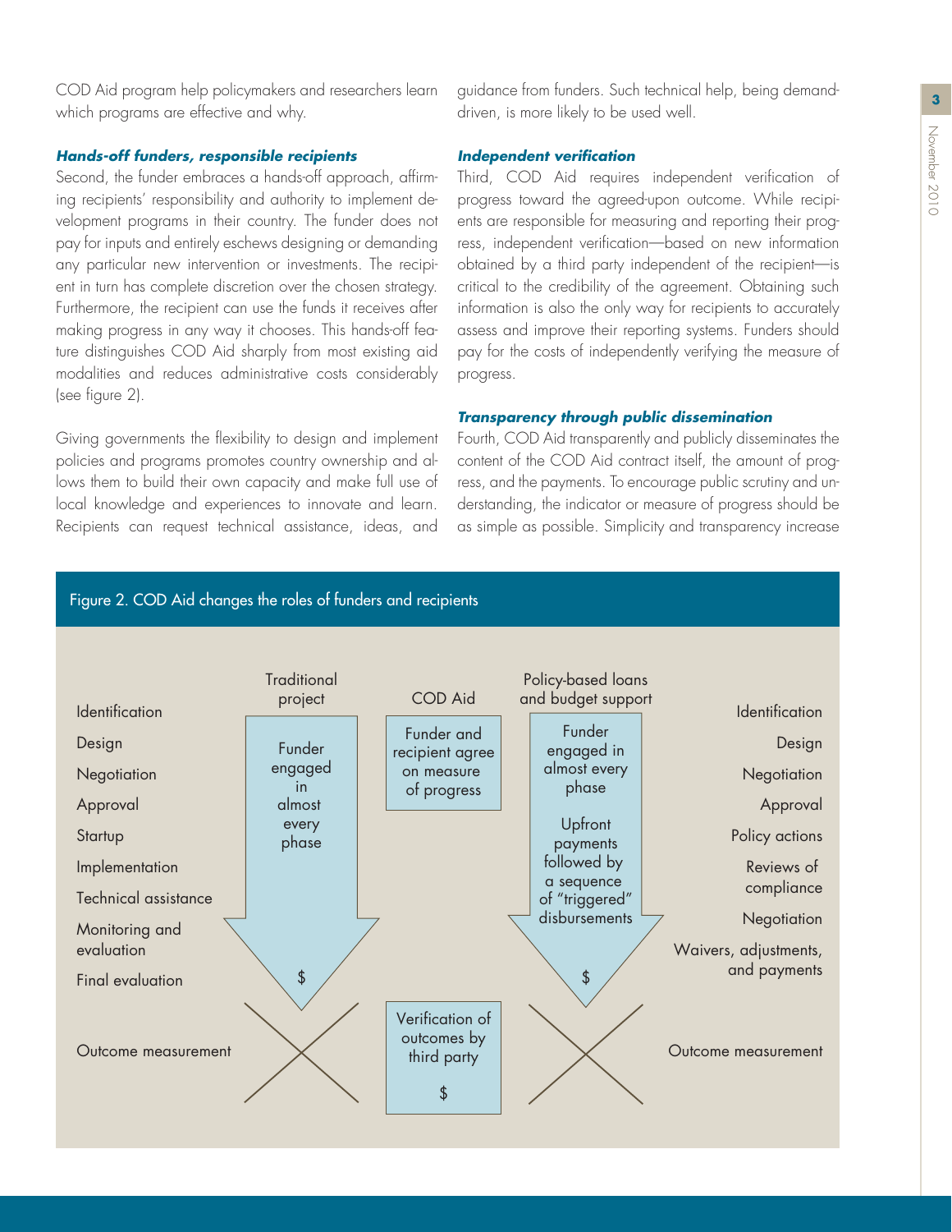COD Aid program help policymakers and researchers learn which programs are effective and why.

#### *Hands-off funders, responsible recipients*

Second, the funder embraces a hands-off approach, affirming recipients' responsibility and authority to implement development programs in their country. The funder does not pay for inputs and entirely eschews designing or demanding any particular new intervention or investments. The recipient in turn has complete discretion over the chosen strategy. Furthermore, the recipient can use the funds it receives after making progress in any way it chooses. This hands-off feature distinguishes COD Aid sharply from most existing aid modalities and reduces administrative costs considerably (see figure 2).

Giving governments the flexibility to design and implement policies and programs promotes country ownership and allows them to build their own capacity and make full use of local knowledge and experiences to innovate and learn. Recipients can request technical assistance, ideas, and guidance from funders. Such technical help, being demand-driven, is more likely to be used well.

#### *Independent verification*

Third, COD Aid requires independent verification of progress toward the agreed-upon outcome. While recipients are responsible for measuring and reporting their progress, independent verification—based on new information obtained by a third party independent of the recipient—is critical to the credibility of the agreement. Obtaining such information is also the only way for recipients to accurately assess and improve their reporting systems. Funders should pay for the costs of independently verifying the measure of progress.

#### *Transparency through public dissemination*

Fourth, COD Aid transparently and publicly disseminates the content of the COD Aid contract itself, the amount of progress, and the payments. To encourage public scrutiny and understanding, the indicator or measure of progress should be as simple as possible. Simplicity and transparency increase

Figure 2. COD Aid changes the roles of funders and recipients

Traditional project

Identification
Design
Negotiation
Approval
Startup
Implementation
Technical assistance
Monitoring and evaluation
Final evaluation
Outcome measurement

Funder engaged in almost every phase
$

COD Aid

Funder and recipient agree on measure of progress

Verification of outcomes by third party
$

Policy-based loans and budget support

Funder engaged in almost every phase
Upfront payments followed by a sequence of "triggered" disbursements
$

Identification
Design
Negotiation
Approval
Policy actions
Reviews of compliance
Negotiation
Waivers, adjustments, and payments
Outcome measurement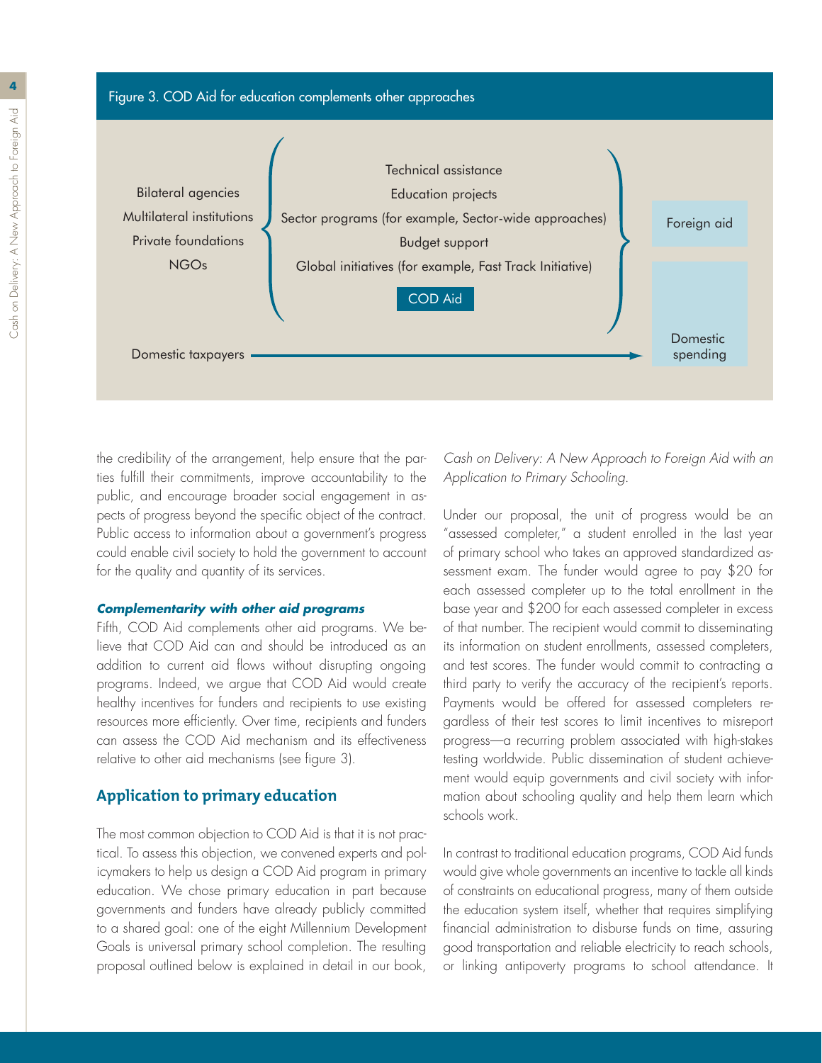Figure 3. COD Aid for education complements other approaches

Bilateral agencies
Multilateral institutions
Private foundations
NGOs

Technical assistance
Education projects
Sector programs (for example, Sector-wide approaches)
Budget support
Global initiatives (for example, Fast Track Initiative)
COD Aid

Foreign aid

Domestic taxpayers

Domestic spending

the credibility of the arrangement, help ensure that the parties fulfill their commitments, improve accountability to the public, and encourage broader social engagement in aspects of progress beyond the specific object of the contract. Public access to information about a government's progress could enable civil society to hold the government to account for the quality and quantity of its services.

***Complementarity with other aid programs***

Fifth, COD Aid complements other aid programs. We believe that COD Aid can and should be introduced as an addition to current aid flows without disrupting ongoing programs. Indeed, we argue that COD Aid would create healthy incentives for funders and recipients to use existing resources more efficiently. Over time, recipients and funders can assess the COD Aid mechanism and its effectiveness relative to other aid mechanisms (see figure 3).

## Application to primary education

The most common objection to COD Aid is that it is not practical. To assess this objection, we convened experts and policymakers to help us design a COD Aid program in primary education. We chose primary education in part because governments and funders have already publicly committed to a shared goal: one of the eight Millennium Development Goals is universal primary school completion. The resulting proposal outlined below is explained in detail in our book, *Cash on Delivery: A New Approach to Foreign Aid with an Application to Primary Schooling.*

Under our proposal, the unit of progress would be an "assessed completer," a student enrolled in the last year of primary school who takes an approved standardized assessment exam. The funder would agree to pay $20 for each assessed completer up to the total enrollment in the base year and $200 for each assessed completer in excess of that number. The recipient would commit to disseminating its information on student enrollments, assessed completers, and test scores. The funder would commit to contracting a third party to verify the accuracy of the recipient's reports. Payments would be offered for assessed completers regardless of their test scores to limit incentives to misreport progress—a recurring problem associated with high-stakes testing worldwide. Public dissemination of student achievement would equip governments and civil society with information about schooling quality and help them learn which schools work.

In contrast to traditional education programs, COD Aid funds would give whole governments an incentive to tackle all kinds of constraints on educational progress, many of them outside the education system itself, whether that requires simplifying financial administration to disburse funds on time, assuring good transportation and reliable electricity to reach schools, or linking antipoverty programs to school attendance. It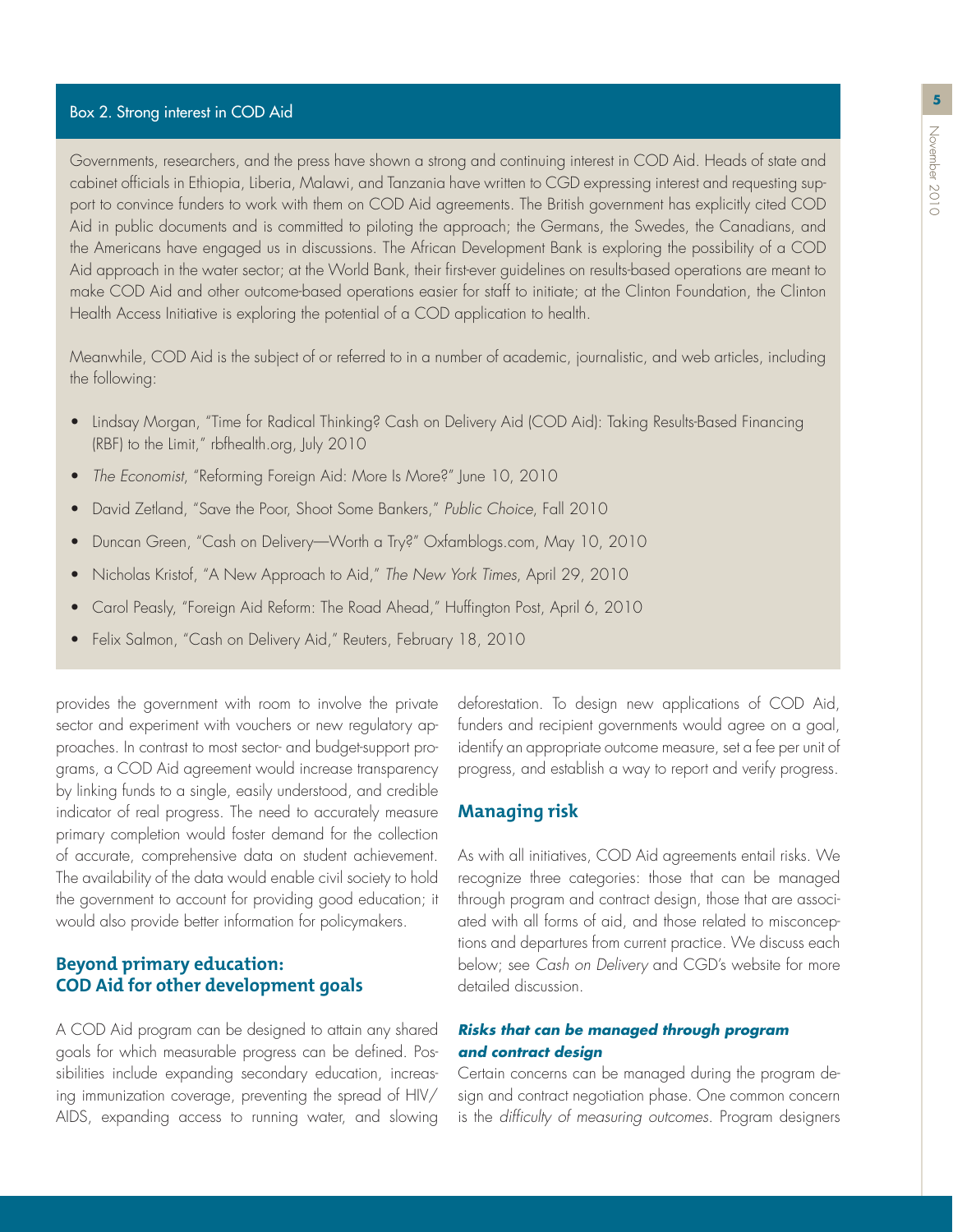### Box 2. Strong interest in COD Aid

Governments, researchers, and the press have shown a strong and continuing interest in COD Aid. Heads of state and cabinet officials in Ethiopia, Liberia, Malawi, and Tanzania have written to CGD expressing interest and requesting support to convince funders to work with them on COD Aid agreements. The British government has explicitly cited COD Aid in public documents and is committed to piloting the approach; the Germans, the Swedes, the Canadians, and the Americans have engaged us in discussions. The African Development Bank is exploring the possibility of a COD Aid approach in the water sector; at the World Bank, their first-ever guidelines on results-based operations are meant to make COD Aid and other outcome-based operations easier for staff to initiate; at the Clinton Foundation, the Clinton Health Access Initiative is exploring the potential of a COD application to health.

Meanwhile, COD Aid is the subject of or referred to in a number of academic, journalistic, and web articles, including the following:

- Lindsay Morgan, "Time for Radical Thinking? Cash on Delivery Aid (COD Aid): Taking Results-Based Financing (RBF) to the Limit," rbfhealth.org, July 2010
- *The Economist*, "Reforming Foreign Aid: More Is More?" June 10, 2010
- David Zetland, "Save the Poor, Shoot Some Bankers," *Public Choice*, Fall 2010
- Duncan Green, "Cash on Delivery—Worth a Try?" Oxfamblogs.com, May 10, 2010
- Nicholas Kristof, "A New Approach to Aid," *The New York Times*, April 29, 2010
- Carol Peasly, "Foreign Aid Reform: The Road Ahead," Huffington Post, April 6, 2010
- Felix Salmon, "Cash on Delivery Aid," Reuters, February 18, 2010

provides the government with room to involve the private sector and experiment with vouchers or new regulatory approaches. In contrast to most sector- and budget-support programs, a COD Aid agreement would increase transparency by linking funds to a single, easily understood, and credible indicator of real progress. The need to accurately measure primary completion would foster demand for the collection of accurate, comprehensive data on student achievement. The availability of the data would enable civil society to hold the government to account for providing good education; it would also provide better information for policymakers.

## Beyond primary education: COD Aid for other development goals

A COD Aid program can be designed to attain any shared goals for which measurable progress can be defined. Possibilities include expanding secondary education, increasing immunization coverage, preventing the spread of HIV/AIDS, expanding access to running water, and slowing deforestation. To design new applications of COD Aid, funders and recipient governments would agree on a goal, identify an appropriate outcome measure, set a fee per unit of progress, and establish a way to report and verify progress.

## Managing risk

As with all initiatives, COD Aid agreements entail risks. We recognize three categories: those that can be managed through program and contract design, those that are associated with all forms of aid, and those related to misconceptions and departures from current practice. We discuss each below; see *Cash on Delivery* and CGD's website for more detailed discussion.

### *Risks that can be managed through program and contract design*

Certain concerns can be managed during the program design and contract negotiation phase. One common concern is the *difficulty of measuring outcomes*. Program designers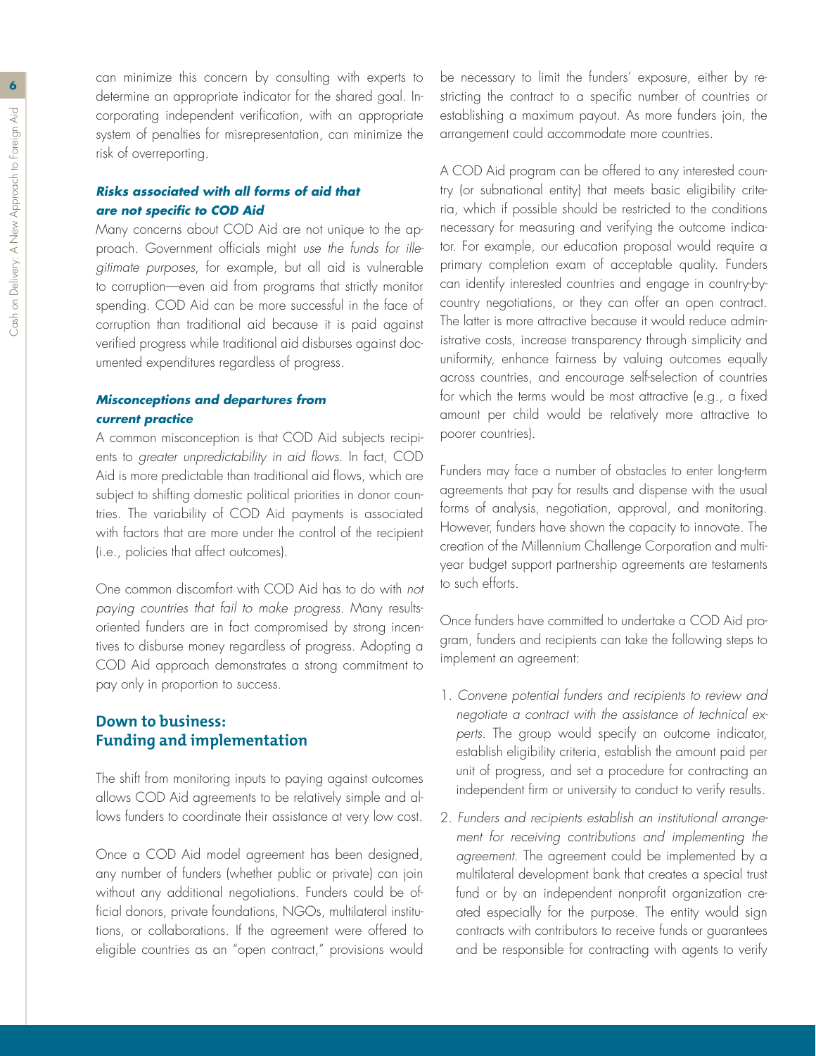can minimize this concern by consulting with experts to determine an appropriate indicator for the shared goal. Incorporating independent verification, with an appropriate system of penalties for misrepresentation, can minimize the risk of overreporting.

#### *Risks associated with all forms of aid that are not specific to COD Aid*

Many concerns about COD Aid are not unique to the approach. Government officials might *use the funds for illegitimate purposes*, for example, but all aid is vulnerable to corruption—even aid from programs that strictly monitor spending. COD Aid can be more successful in the face of corruption than traditional aid because it is paid against verified progress while traditional aid disburses against documented expenditures regardless of progress.

#### *Misconceptions and departures from current practice*

A common misconception is that COD Aid subjects recipients to *greater unpredictability in aid flows*. In fact, COD Aid is more predictable than traditional aid flows, which are subject to shifting domestic political priorities in donor countries. The variability of COD Aid payments is associated with factors that are more under the control of the recipient (i.e., policies that affect outcomes).

One common discomfort with COD Aid has to do with *not paying countries that fail to make progress*. Many results-oriented funders are in fact compromised by strong incentives to disburse money regardless of progress. Adopting a COD Aid approach demonstrates a strong commitment to pay only in proportion to success.

## Down to business: Funding and implementation

The shift from monitoring inputs to paying against outcomes allows COD Aid agreements to be relatively simple and allows funders to coordinate their assistance at very low cost.

Once a COD Aid model agreement has been designed, any number of funders (whether public or private) can join without any additional negotiations. Funders could be official donors, private foundations, NGOs, multilateral institutions, or collaborations. If the agreement were offered to eligible countries as an "open contract," provisions would be necessary to limit the funders' exposure, either by restricting the contract to a specific number of countries or establishing a maximum payout. As more funders join, the arrangement could accommodate more countries.

A COD Aid program can be offered to any interested country (or subnational entity) that meets basic eligibility criteria, which if possible should be restricted to the conditions necessary for measuring and verifying the outcome indicator. For example, our education proposal would require a primary completion exam of acceptable quality. Funders can identify interested countries and engage in country-by-country negotiations, or they can offer an open contract. The latter is more attractive because it would reduce administrative costs, increase transparency through simplicity and uniformity, enhance fairness by valuing outcomes equally across countries, and encourage self-selection of countries for which the terms would be most attractive (e.g., a fixed amount per child would be relatively more attractive to poorer countries).

Funders may face a number of obstacles to enter long-term agreements that pay for results and dispense with the usual forms of analysis, negotiation, approval, and monitoring. However, funders have shown the capacity to innovate. The creation of the Millennium Challenge Corporation and multiyear budget support partnership agreements are testaments to such efforts.

Once funders have committed to undertake a COD Aid program, funders and recipients can take the following steps to implement an agreement:

1. *Convene potential funders and recipients to review and negotiate a contract with the assistance of technical experts.* The group would specify an outcome indicator, establish eligibility criteria, establish the amount paid per unit of progress, and set a procedure for contracting an independent firm or university to conduct to verify results.
2. *Funders and recipients establish an institutional arrangement for receiving contributions and implementing the agreement.* The agreement could be implemented by a multilateral development bank that creates a special trust fund or by an independent nonprofit organization created especially for the purpose. The entity would sign contracts with contributors to receive funds or guarantees and be responsible for contracting with agents to verify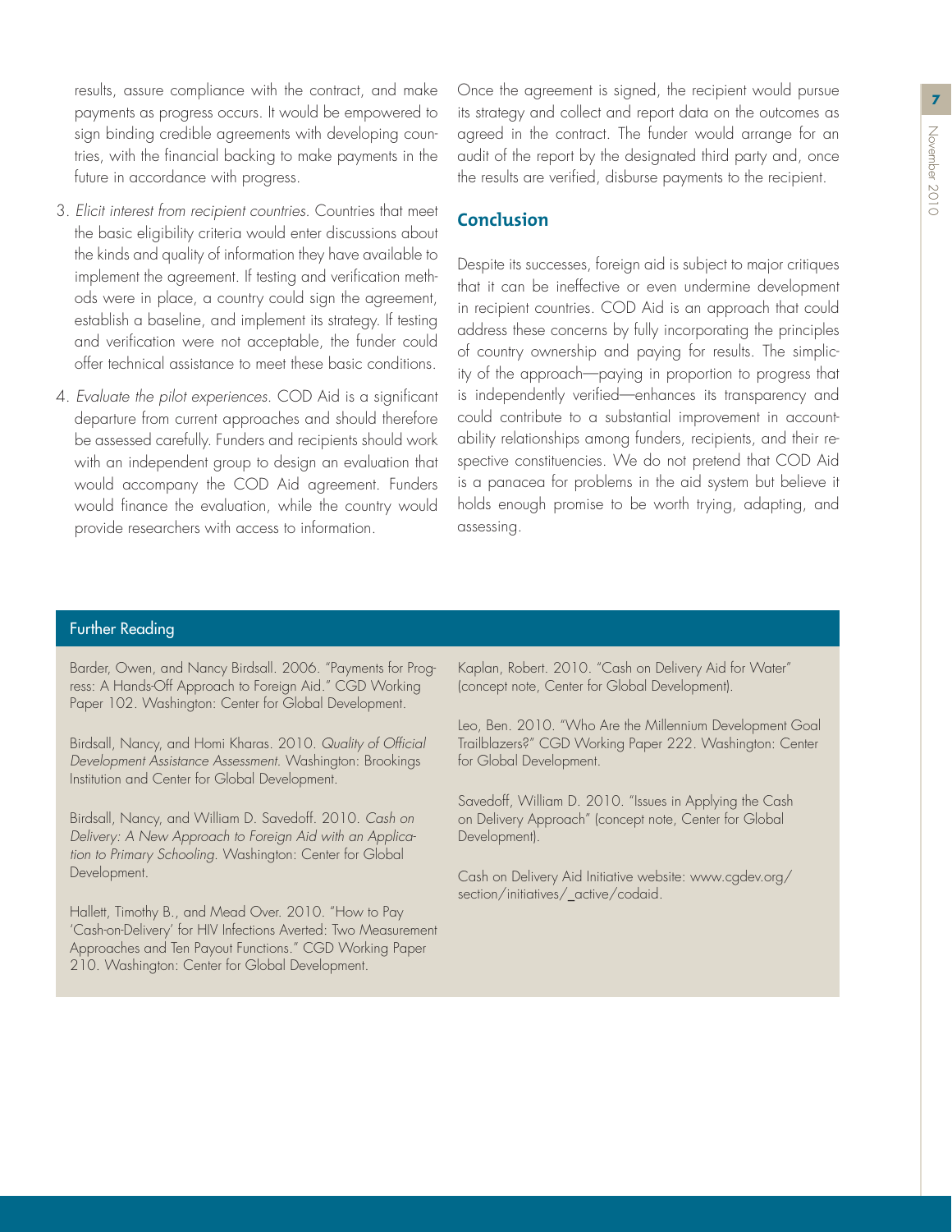results, assure compliance with the contract, and make payments as progress occurs. It would be empowered to sign binding credible agreements with developing countries, with the financial backing to make payments in the future in accordance with progress.

3. *Elicit interest from recipient countries.* Countries that meet the basic eligibility criteria would enter discussions about the kinds and quality of information they have available to implement the agreement. If testing and verification methods were in place, a country could sign the agreement, establish a baseline, and implement its strategy. If testing and verification were not acceptable, the funder could offer technical assistance to meet these basic conditions.

4. *Evaluate the pilot experiences.* COD Aid is a significant departure from current approaches and should therefore be assessed carefully. Funders and recipients should work with an independent group to design an evaluation that would accompany the COD Aid agreement. Funders would finance the evaluation, while the country would provide researchers with access to information.

Once the agreement is signed, the recipient would pursue its strategy and collect and report data on the outcomes as agreed in the contract. The funder would arrange for an audit of the report by the designated third party and, once the results are verified, disburse payments to the recipient.

## Conclusion

Despite its successes, foreign aid is subject to major critiques that it can be ineffective or even undermine development in recipient countries. COD Aid is an approach that could address these concerns by fully incorporating the principles of country ownership and paying for results. The simplicity of the approach—paying in proportion to progress that is independently verified—enhances its transparency and could contribute to a substantial improvement in accountability relationships among funders, recipients, and their respective constituencies. We do not pretend that COD Aid is a panacea for problems in the aid system but believe it holds enough promise to be worth trying, adapting, and assessing.

### Further Reading

Barder, Owen, and Nancy Birdsall. 2006. "Payments for Progress: A Hands-Off Approach to Foreign Aid." CGD Working Paper 102. Washington: Center for Global Development.

Birdsall, Nancy, and Homi Kharas. 2010. *Quality of Official Development Assistance Assessment.* Washington: Brookings Institution and Center for Global Development.

Birdsall, Nancy, and William D. Savedoff. 2010. *Cash on Delivery: A New Approach to Foreign Aid with an Application to Primary Schooling.* Washington: Center for Global Development.

Hallett, Timothy B., and Mead Over. 2010. "How to Pay 'Cash-on-Delivery' for HIV Infections Averted: Two Measurement Approaches and Ten Payout Functions." CGD Working Paper 210. Washington: Center for Global Development.

Kaplan, Robert. 2010. "Cash on Delivery Aid for Water" (concept note, Center for Global Development).

Leo, Ben. 2010. "Who Are the Millennium Development Goal Trailblazers?" CGD Working Paper 222. Washington: Center for Global Development.

Savedoff, William D. 2010. "Issues in Applying the Cash on Delivery Approach" (concept note, Center for Global Development).

Cash on Delivery Aid Initiative website: www.cgdev.org/section/initiatives/_active/codaid.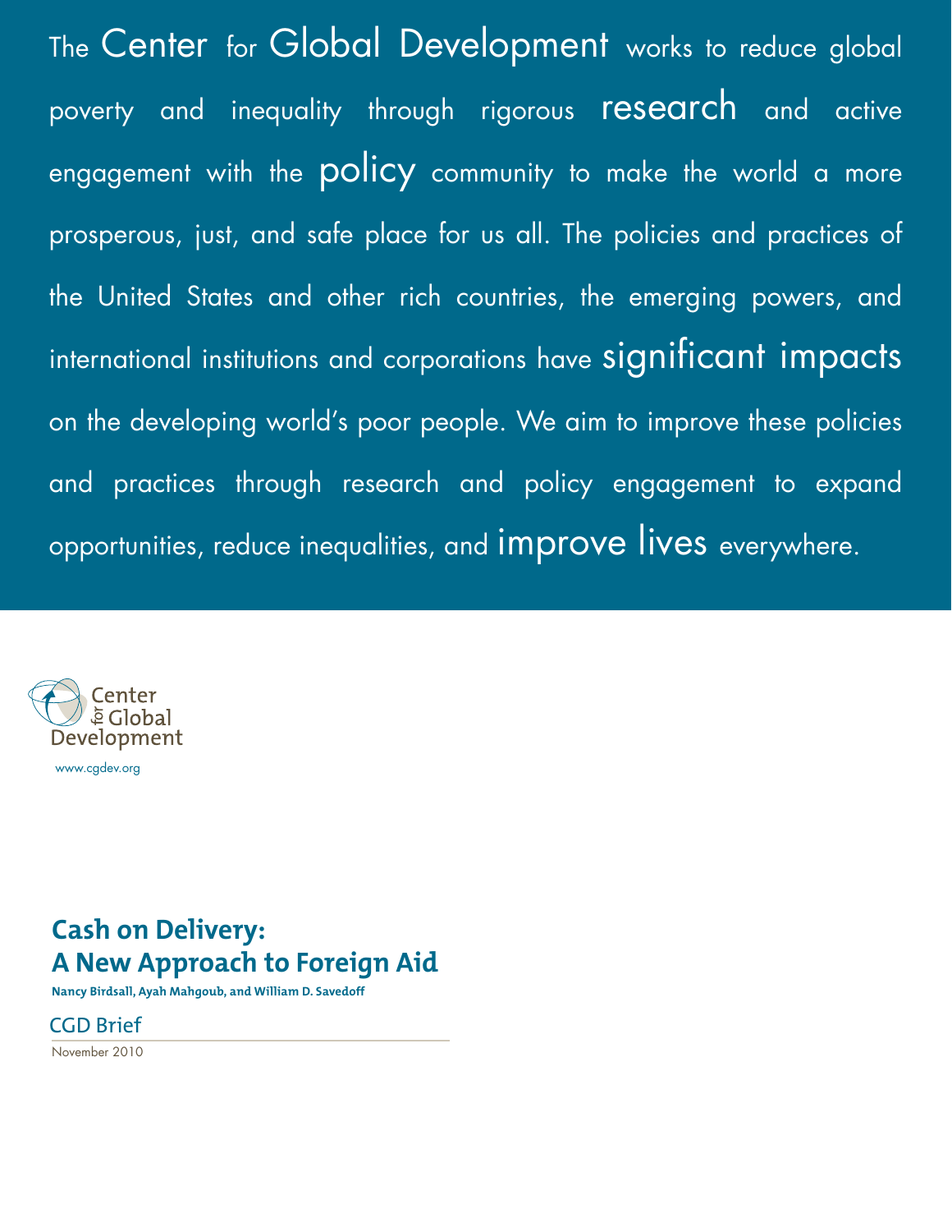The Center for Global Development works to reduce global poverty and inequality through rigorous research and active engagement with the policy community to make the world a more prosperous, just, and safe place for us all. The policies and practices of the United States and other rich countries, the emerging powers, and international institutions and corporations have significant impacts on the developing world's poor people. We aim to improve these policies and practices through research and policy engagement to expand opportunities, reduce inequalities, and improve lives everywhere.

Center for Global Development

www.cgdev.org

# Cash on Delivery: A New Approach to Foreign Aid

**Nancy Birdsall, Ayah Mahgoub, and William D. Savedoff**

CGD Brief

November 2010